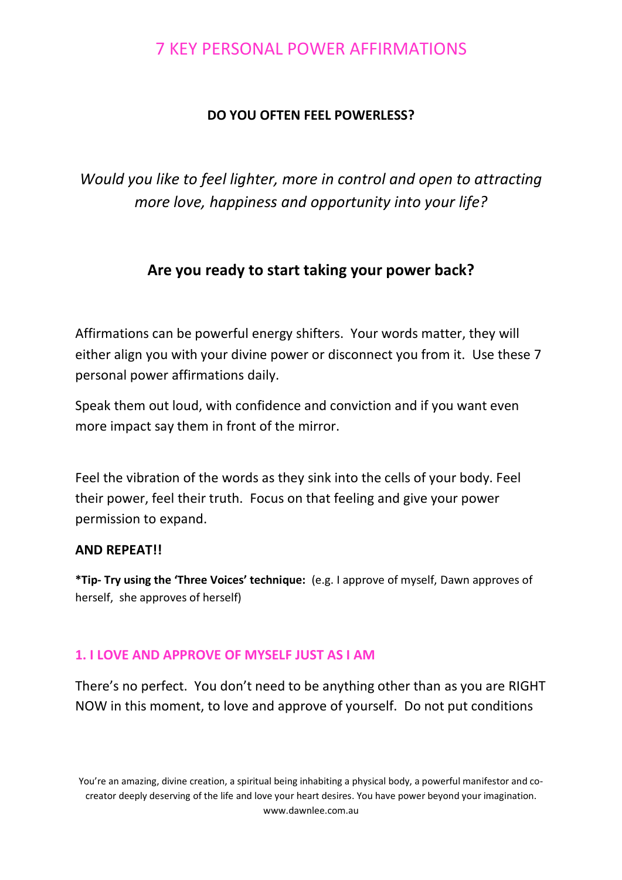# 7 KEY PERSONAL POWER AFFIRMATIONS

**DO YOU OFTEN FEEL POWERLESS?**

*Would you like to feel lighter, more in control and open to attracting more love, happiness and opportunity into your life?*

## Are you ready to start taking your power back?

Affirmations can be powerful energy shifters. Your words matter, they will either align you with your divine power or disconnect you from it. Use these 7 personal power affirmations daily.

Speak them out loud, with confidence and conviction and if you want even more impact say them in front of the mirror.

Feel the vibration of the words as they sink into the cells of your body. Feel their power, feel their truth. Focus on that feeling and give your power permission to expand.

**AND REPEAT!!**

***Tip- Try using the 'Three Voices' technique:** (e.g. I approve of myself, Dawn approves of herself, she approves of herself)

### 1. I LOVE AND APPROVE OF MYSELF JUST AS I AM

There's no perfect. You don't need to be anything other than as you are RIGHT NOW in this moment, to love and approve of yourself. Do not put conditions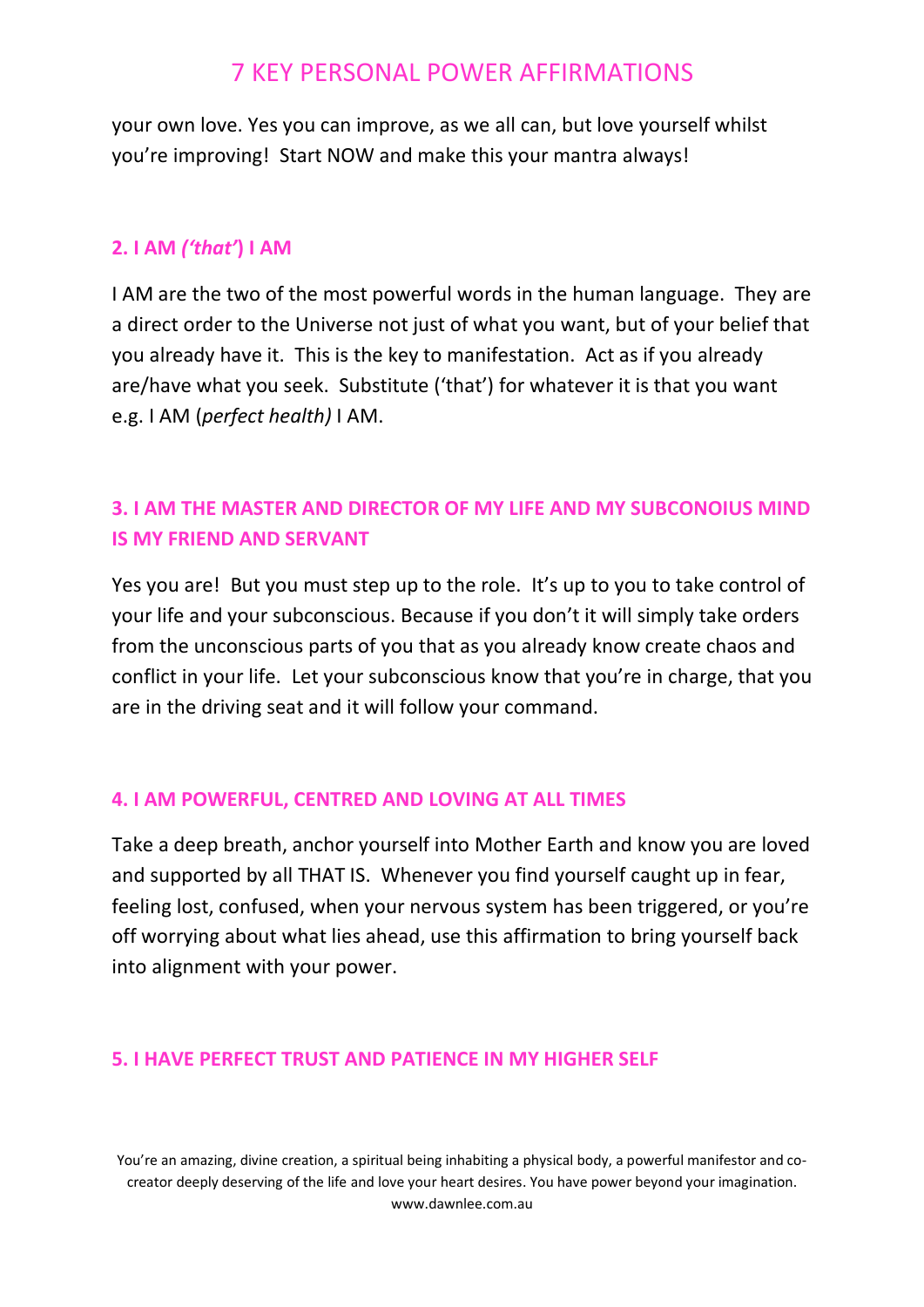your own love. Yes you can improve, as we all can, but love yourself whilst you're improving! Start NOW and make this your mantra always!

### 2. I AM *('that')* I AM

I AM are the two of the most powerful words in the human language. They are a direct order to the Universe not just of what you want, but of your belief that you already have it. This is the key to manifestation. Act as if you already are/have what you seek. Substitute ('that') for whatever it is that you want e.g. I AM (*perfect health)* I AM.

### 3. I AM THE MASTER AND DIRECTOR OF MY LIFE AND MY SUBCONOIUS MIND IS MY FRIEND AND SERVANT

Yes you are! But you must step up to the role. It's up to you to take control of your life and your subconscious. Because if you don't it will simply take orders from the unconscious parts of you that as you already know create chaos and conflict in your life. Let your subconscious know that you're in charge, that you are in the driving seat and it will follow your command.

### 4. I AM POWERFUL, CENTRED AND LOVING AT ALL TIMES

Take a deep breath, anchor yourself into Mother Earth and know you are loved and supported by all THAT IS. Whenever you find yourself caught up in fear, feeling lost, confused, when your nervous system has been triggered, or you're off worrying about what lies ahead, use this affirmation to bring yourself back into alignment with your power.

### 5. I HAVE PERFECT TRUST AND PATIENCE IN MY HIGHER SELF

You're an amazing, divine creation, a spiritual being inhabiting a physical body, a powerful manifestor and co-creator deeply deserving of the life and love your heart desires. You have power beyond your imagination. www.dawnlee.com.au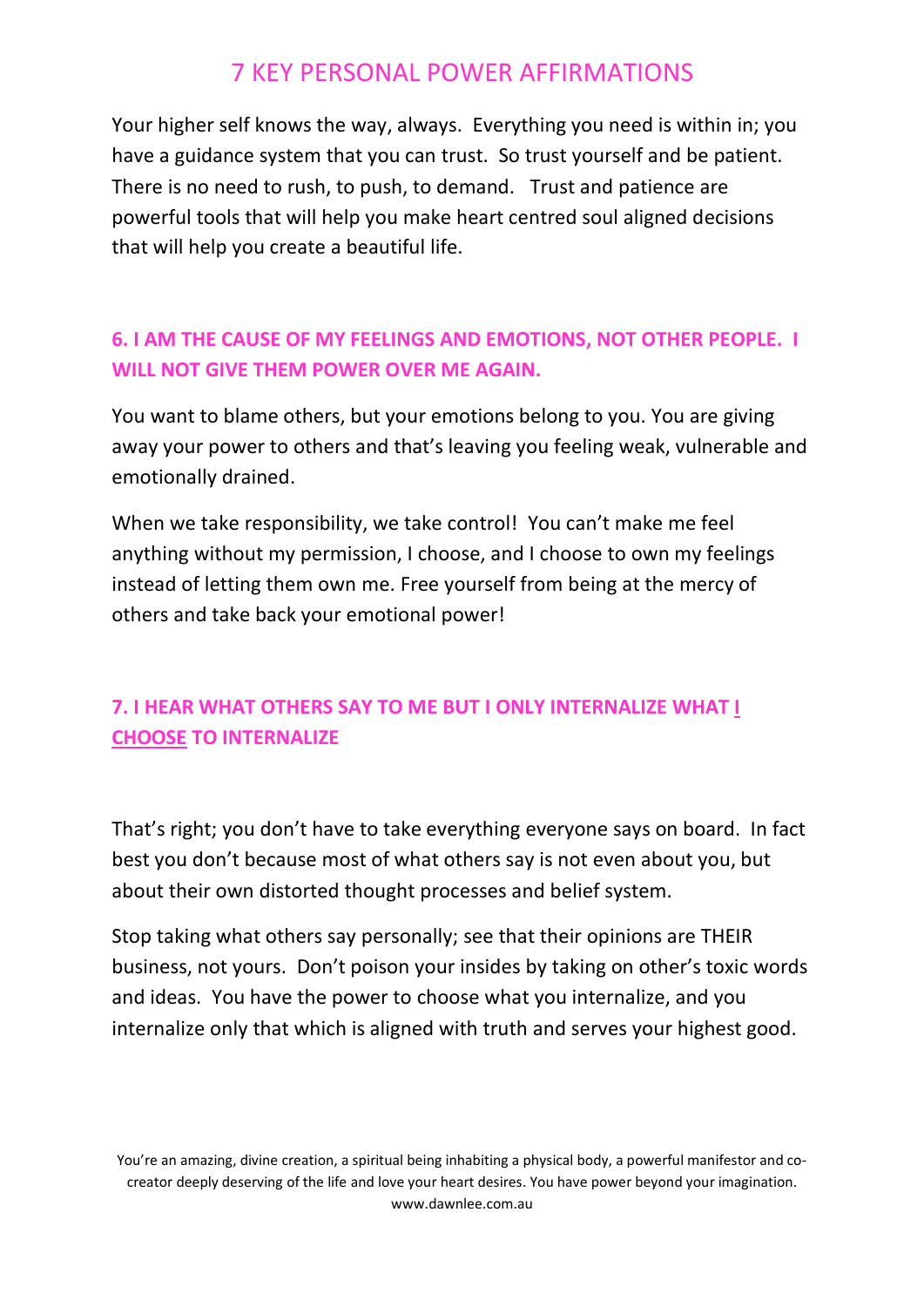Your higher self knows the way, always. Everything you need is within in; you have a guidance system that you can trust. So trust yourself and be patient. There is no need to rush, to push, to demand. Trust and patience are powerful tools that will help you make heart centred soul aligned decisions that will help you create a beautiful life.

### 6. I AM THE CAUSE OF MY FEELINGS AND EMOTIONS, NOT OTHER PEOPLE. I WILL NOT GIVE THEM POWER OVER ME AGAIN.

You want to blame others, but your emotions belong to you. You are giving away your power to others and that's leaving you feeling weak, vulnerable and emotionally drained.

When we take responsibility, we take control! You can't make me feel anything without my permission, I choose, and I choose to own my feelings instead of letting them own me. Free yourself from being at the mercy of others and take back your emotional power!

### 7. I HEAR WHAT OTHERS SAY TO ME BUT I ONLY INTERNALIZE WHAT I CHOOSE TO INTERNALIZE

That's right; you don't have to take everything everyone says on board. In fact best you don't because most of what others say is not even about you, but about their own distorted thought processes and belief system.

Stop taking what others say personally; see that their opinions are THEIR business, not yours. Don't poison your insides by taking on other's toxic words and ideas. You have the power to choose what you internalize, and you internalize only that which is aligned with truth and serves your highest good.